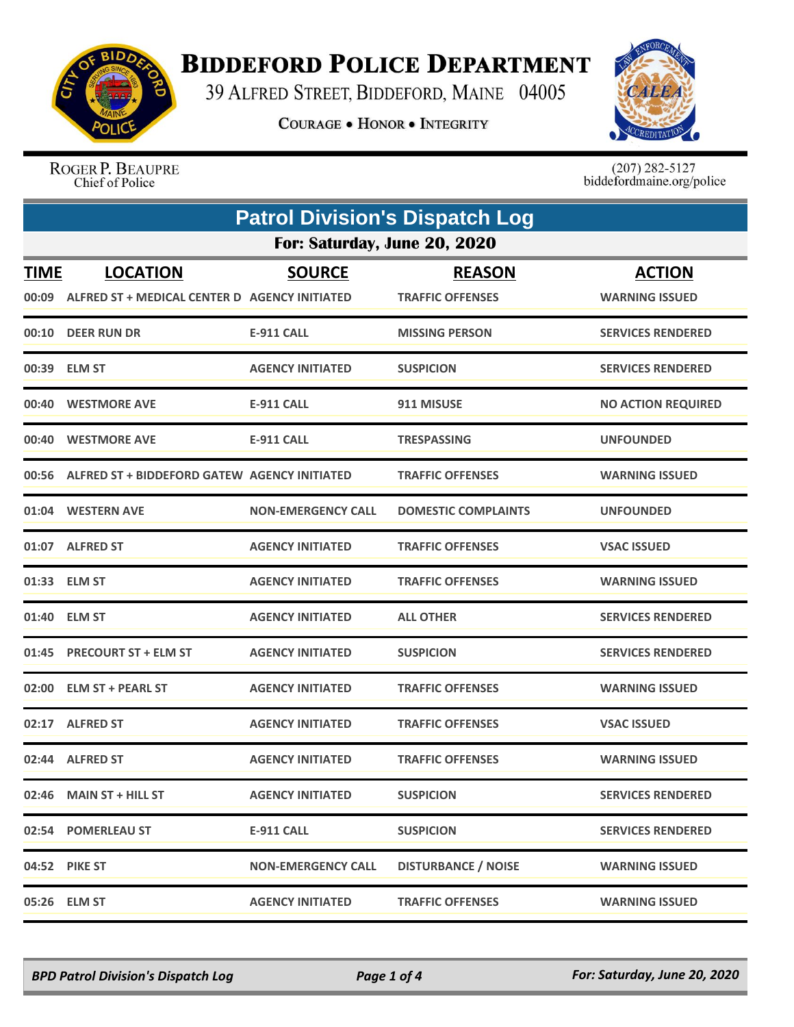# Biddeford Police Department

39 Alfred Street, Biddeford, Maine 04005

Courage • Honor • Integrity

Roger P. Beaupre
Chief of Police

(207) 282-5127
biddefordmaine.org/police

## Patrol Division's Dispatch Log

### For: Saturday, June 20, 2020

| TIME | LOCATION | SOURCE | REASON | ACTION |
|---|---|---|---|---|
| 00:09 | ALFRED ST + MEDICAL CENTER D | AGENCY INITIATED | TRAFFIC OFFENSES | WARNING ISSUED |
| 00:10 | DEER RUN DR | E-911 CALL | MISSING PERSON | SERVICES RENDERED |
| 00:39 | ELM ST | AGENCY INITIATED | SUSPICION | SERVICES RENDERED |
| 00:40 | WESTMORE AVE | E-911 CALL | 911 MISUSE | NO ACTION REQUIRED |
| 00:40 | WESTMORE AVE | E-911 CALL | TRESPASSING | UNFOUNDED |
| 00:56 | ALFRED ST + BIDDEFORD GATEW | AGENCY INITIATED | TRAFFIC OFFENSES | WARNING ISSUED |
| 01:04 | WESTERN AVE | NON-EMERGENCY CALL | DOMESTIC COMPLAINTS | UNFOUNDED |
| 01:07 | ALFRED ST | AGENCY INITIATED | TRAFFIC OFFENSES | VSAC ISSUED |
| 01:33 | ELM ST | AGENCY INITIATED | TRAFFIC OFFENSES | WARNING ISSUED |
| 01:40 | ELM ST | AGENCY INITIATED | ALL OTHER | SERVICES RENDERED |
| 01:45 | PRECOURT ST + ELM ST | AGENCY INITIATED | SUSPICION | SERVICES RENDERED |
| 02:00 | ELM ST + PEARL ST | AGENCY INITIATED | TRAFFIC OFFENSES | WARNING ISSUED |
| 02:17 | ALFRED ST | AGENCY INITIATED | TRAFFIC OFFENSES | VSAC ISSUED |
| 02:44 | ALFRED ST | AGENCY INITIATED | TRAFFIC OFFENSES | WARNING ISSUED |
| 02:46 | MAIN ST + HILL ST | AGENCY INITIATED | SUSPICION | SERVICES RENDERED |
| 02:54 | POMERLEAU ST | E-911 CALL | SUSPICION | SERVICES RENDERED |
| 04:52 | PIKE ST | NON-EMERGENCY CALL | DISTURBANCE / NOISE | WARNING ISSUED |
| 05:26 | ELM ST | AGENCY INITIATED | TRAFFIC OFFENSES | WARNING ISSUED |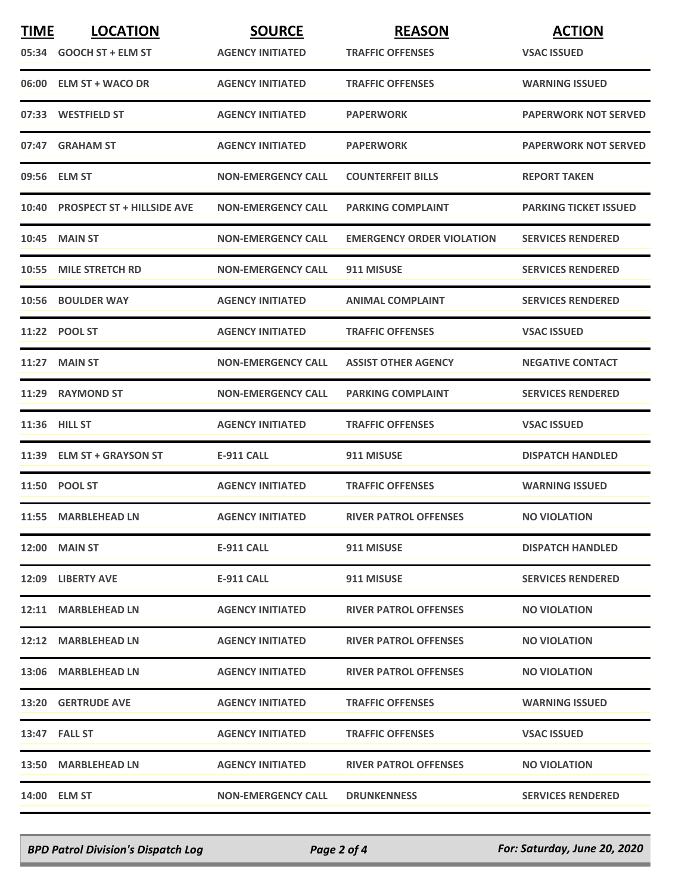| TIME | LOCATION | SOURCE | REASON | ACTION |
| --- | --- | --- | --- | --- |
| 05:34 | GOOCH ST + ELM ST | AGENCY INITIATED | TRAFFIC OFFENSES | VSAC ISSUED |
| 06:00 | ELM ST + WACO DR | AGENCY INITIATED | TRAFFIC OFFENSES | WARNING ISSUED |
| 07:33 | WESTFIELD ST | AGENCY INITIATED | PAPERWORK | PAPERWORK NOT SERVED |
| 07:47 | GRAHAM ST | AGENCY INITIATED | PAPERWORK | PAPERWORK NOT SERVED |
| 09:56 | ELM ST | NON-EMERGENCY CALL | COUNTERFEIT BILLS | REPORT TAKEN |
| 10:40 | PROSPECT ST + HILLSIDE AVE | NON-EMERGENCY CALL | PARKING COMPLAINT | PARKING TICKET ISSUED |
| 10:45 | MAIN ST | NON-EMERGENCY CALL | EMERGENCY ORDER VIOLATION | SERVICES RENDERED |
| 10:55 | MILE STRETCH RD | NON-EMERGENCY CALL | 911 MISUSE | SERVICES RENDERED |
| 10:56 | BOULDER WAY | AGENCY INITIATED | ANIMAL COMPLAINT | SERVICES RENDERED |
| 11:22 | POOL ST | AGENCY INITIATED | TRAFFIC OFFENSES | VSAC ISSUED |
| 11:27 | MAIN ST | NON-EMERGENCY CALL | ASSIST OTHER AGENCY | NEGATIVE CONTACT |
| 11:29 | RAYMOND ST | NON-EMERGENCY CALL | PARKING COMPLAINT | SERVICES RENDERED |
| 11:36 | HILL ST | AGENCY INITIATED | TRAFFIC OFFENSES | VSAC ISSUED |
| 11:39 | ELM ST + GRAYSON ST | E-911 CALL | 911 MISUSE | DISPATCH HANDLED |
| 11:50 | POOL ST | AGENCY INITIATED | TRAFFIC OFFENSES | WARNING ISSUED |
| 11:55 | MARBLEHEAD LN | AGENCY INITIATED | RIVER PATROL OFFENSES | NO VIOLATION |
| 12:00 | MAIN ST | E-911 CALL | 911 MISUSE | DISPATCH HANDLED |
| 12:09 | LIBERTY AVE | E-911 CALL | 911 MISUSE | SERVICES RENDERED |
| 12:11 | MARBLEHEAD LN | AGENCY INITIATED | RIVER PATROL OFFENSES | NO VIOLATION |
| 12:12 | MARBLEHEAD LN | AGENCY INITIATED | RIVER PATROL OFFENSES | NO VIOLATION |
| 13:06 | MARBLEHEAD LN | AGENCY INITIATED | RIVER PATROL OFFENSES | NO VIOLATION |
| 13:20 | GERTRUDE AVE | AGENCY INITIATED | TRAFFIC OFFENSES | WARNING ISSUED |
| 13:47 | FALL ST | AGENCY INITIATED | TRAFFIC OFFENSES | VSAC ISSUED |
| 13:50 | MARBLEHEAD LN | AGENCY INITIATED | RIVER PATROL OFFENSES | NO VIOLATION |
| 14:00 | ELM ST | NON-EMERGENCY CALL | DRUNKENNESS | SERVICES RENDERED |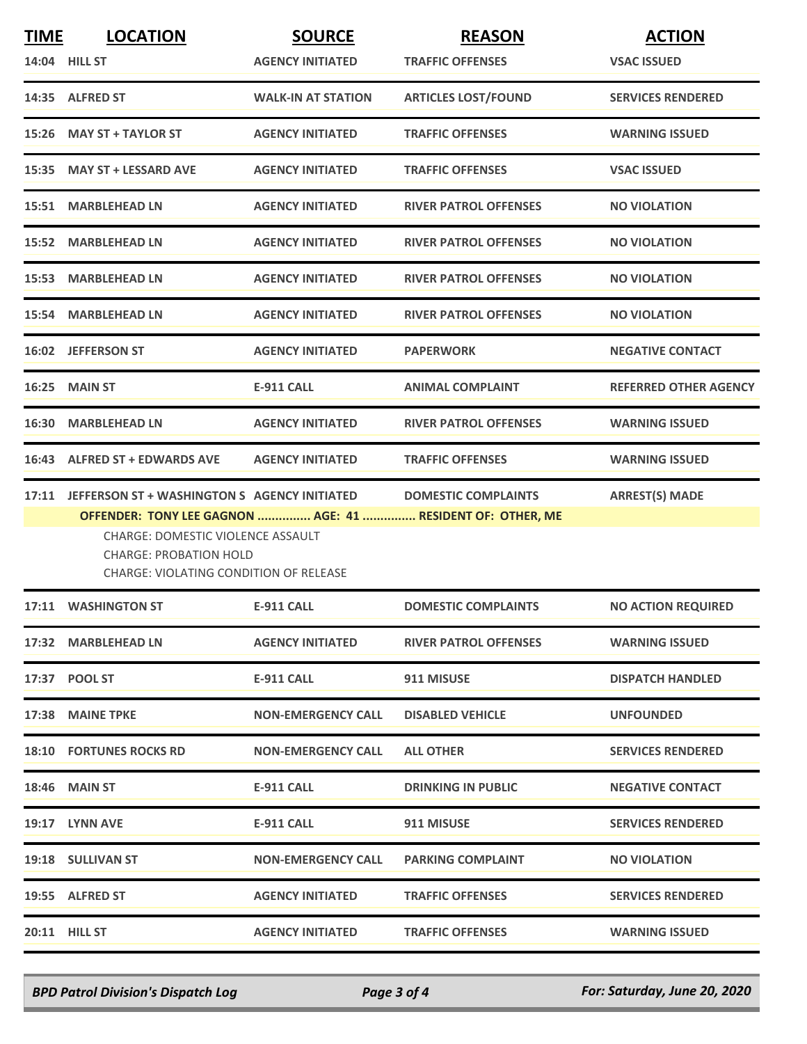| TIME | LOCATION | SOURCE | REASON | ACTION |
|---|---|---|---|---|
| 14:04 | HILL ST | AGENCY INITIATED | TRAFFIC OFFENSES | VSAC ISSUED |
| 14:35 | ALFRED ST | WALK-IN AT STATION | ARTICLES LOST/FOUND | SERVICES RENDERED |
| 15:26 | MAY ST + TAYLOR ST | AGENCY INITIATED | TRAFFIC OFFENSES | WARNING ISSUED |
| 15:35 | MAY ST + LESSARD AVE | AGENCY INITIATED | TRAFFIC OFFENSES | VSAC ISSUED |
| 15:51 | MARBLEHEAD LN | AGENCY INITIATED | RIVER PATROL OFFENSES | NO VIOLATION |
| 15:52 | MARBLEHEAD LN | AGENCY INITIATED | RIVER PATROL OFFENSES | NO VIOLATION |
| 15:53 | MARBLEHEAD LN | AGENCY INITIATED | RIVER PATROL OFFENSES | NO VIOLATION |
| 15:54 | MARBLEHEAD LN | AGENCY INITIATED | RIVER PATROL OFFENSES | NO VIOLATION |
| 16:02 | JEFFERSON ST | AGENCY INITIATED | PAPERWORK | NEGATIVE CONTACT |
| 16:25 | MAIN ST | E-911 CALL | ANIMAL COMPLAINT | REFERRED OTHER AGENCY |
| 16:30 | MARBLEHEAD LN | AGENCY INITIATED | RIVER PATROL OFFENSES | WARNING ISSUED |
| 16:43 | ALFRED ST + EDWARDS AVE | AGENCY INITIATED | TRAFFIC OFFENSES | WARNING ISSUED |
| 17:11 | JEFFERSON ST + WASHINGTON S | AGENCY INITIATED | DOMESTIC COMPLAINTS | ARREST(S) MADE |

**OFFENDER: TONY LEE GAGNON ............... AGE: 41 ............... RESIDENT OF: OTHER, ME**

CHARGE: DOMESTIC VIOLENCE ASSAULT
CHARGE: PROBATION HOLD
CHARGE: VIOLATING CONDITION OF RELEASE

| TIME | LOCATION | SOURCE | REASON | ACTION |
|---|---|---|---|---|
| 17:11 | WASHINGTON ST | E-911 CALL | DOMESTIC COMPLAINTS | NO ACTION REQUIRED |
| 17:32 | MARBLEHEAD LN | AGENCY INITIATED | RIVER PATROL OFFENSES | WARNING ISSUED |
| 17:37 | POOL ST | E-911 CALL | 911 MISUSE | DISPATCH HANDLED |
| 17:38 | MAINE TPKE | NON-EMERGENCY CALL | DISABLED VEHICLE | UNFOUNDED |
| 18:10 | FORTUNES ROCKS RD | NON-EMERGENCY CALL | ALL OTHER | SERVICES RENDERED |
| 18:46 | MAIN ST | E-911 CALL | DRINKING IN PUBLIC | NEGATIVE CONTACT |
| 19:17 | LYNN AVE | E-911 CALL | 911 MISUSE | SERVICES RENDERED |
| 19:18 | SULLIVAN ST | NON-EMERGENCY CALL | PARKING COMPLAINT | NO VIOLATION |
| 19:55 | ALFRED ST | AGENCY INITIATED | TRAFFIC OFFENSES | SERVICES RENDERED |
| 20:11 | HILL ST | AGENCY INITIATED | TRAFFIC OFFENSES | WARNING ISSUED |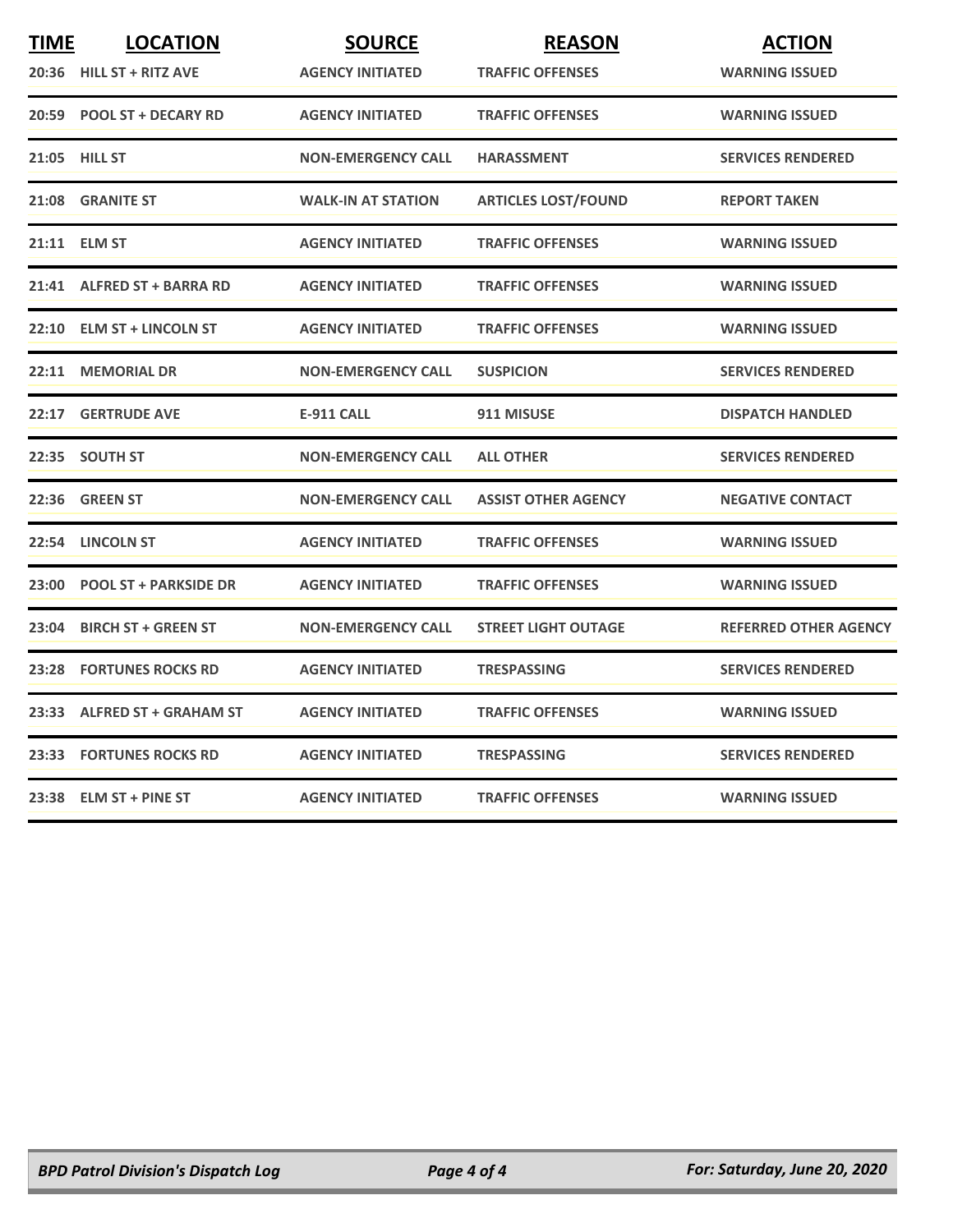| TIME | LOCATION | SOURCE | REASON | ACTION |
| --- | --- | --- | --- | --- |
| 20:36 | HILL ST + RITZ AVE | AGENCY INITIATED | TRAFFIC OFFENSES | WARNING ISSUED |
| 20:59 | POOL ST + DECARY RD | AGENCY INITIATED | TRAFFIC OFFENSES | WARNING ISSUED |
| 21:05 | HILL ST | NON-EMERGENCY CALL | HARASSMENT | SERVICES RENDERED |
| 21:08 | GRANITE ST | WALK-IN AT STATION | ARTICLES LOST/FOUND | REPORT TAKEN |
| 21:11 | ELM ST | AGENCY INITIATED | TRAFFIC OFFENSES | WARNING ISSUED |
| 21:41 | ALFRED ST + BARRA RD | AGENCY INITIATED | TRAFFIC OFFENSES | WARNING ISSUED |
| 22:10 | ELM ST + LINCOLN ST | AGENCY INITIATED | TRAFFIC OFFENSES | WARNING ISSUED |
| 22:11 | MEMORIAL DR | NON-EMERGENCY CALL | SUSPICION | SERVICES RENDERED |
| 22:17 | GERTRUDE AVE | E-911 CALL | 911 MISUSE | DISPATCH HANDLED |
| 22:35 | SOUTH ST | NON-EMERGENCY CALL | ALL OTHER | SERVICES RENDERED |
| 22:36 | GREEN ST | NON-EMERGENCY CALL | ASSIST OTHER AGENCY | NEGATIVE CONTACT |
| 22:54 | LINCOLN ST | AGENCY INITIATED | TRAFFIC OFFENSES | WARNING ISSUED |
| 23:00 | POOL ST + PARKSIDE DR | AGENCY INITIATED | TRAFFIC OFFENSES | WARNING ISSUED |
| 23:04 | BIRCH ST + GREEN ST | NON-EMERGENCY CALL | STREET LIGHT OUTAGE | REFERRED OTHER AGENCY |
| 23:28 | FORTUNES ROCKS RD | AGENCY INITIATED | TRESPASSING | SERVICES RENDERED |
| 23:33 | ALFRED ST + GRAHAM ST | AGENCY INITIATED | TRAFFIC OFFENSES | WARNING ISSUED |
| 23:33 | FORTUNES ROCKS RD | AGENCY INITIATED | TRESPASSING | SERVICES RENDERED |
| 23:38 | ELM ST + PINE ST | AGENCY INITIATED | TRAFFIC OFFENSES | WARNING ISSUED |